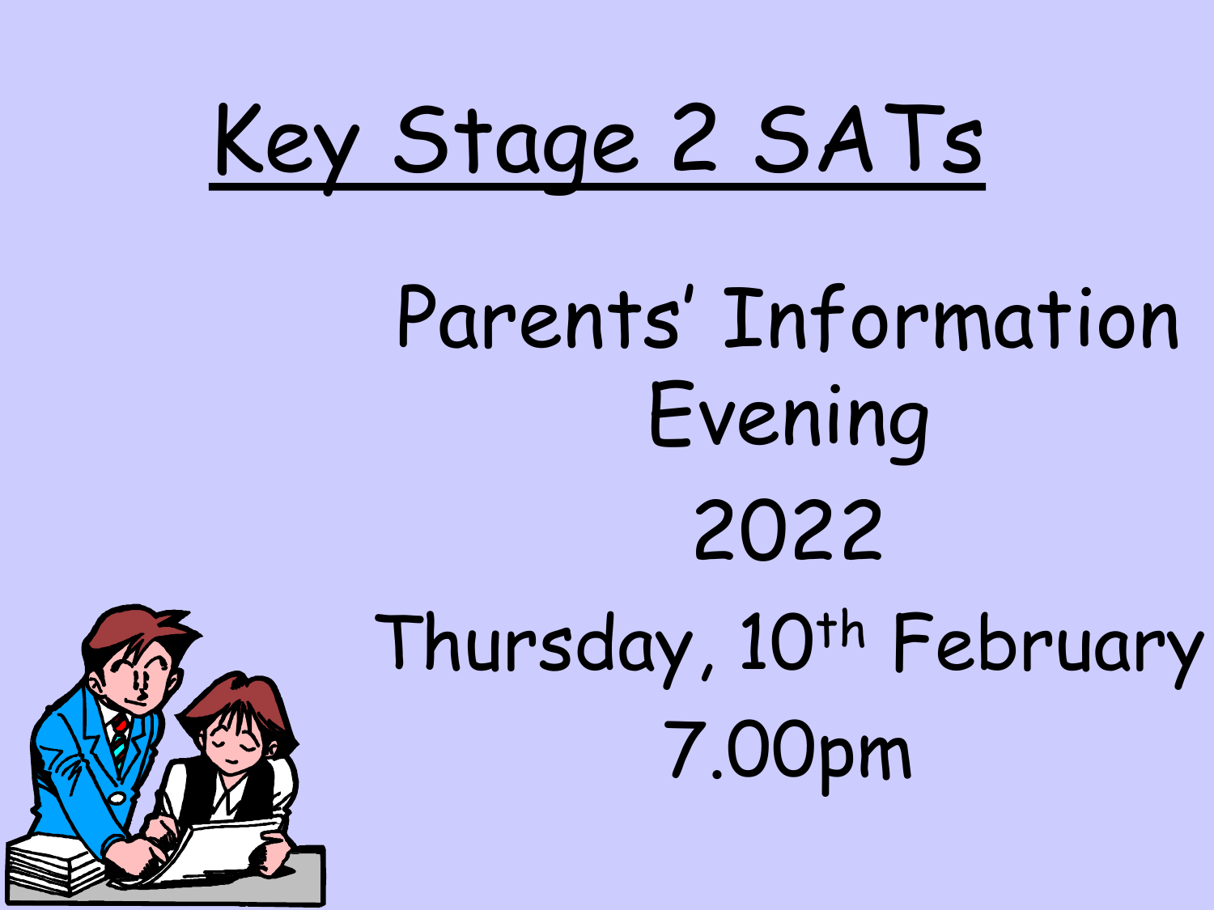# Key Stage 2 SATs

Parents' Information Evening

2022

Thursday, 10th February

7.00pm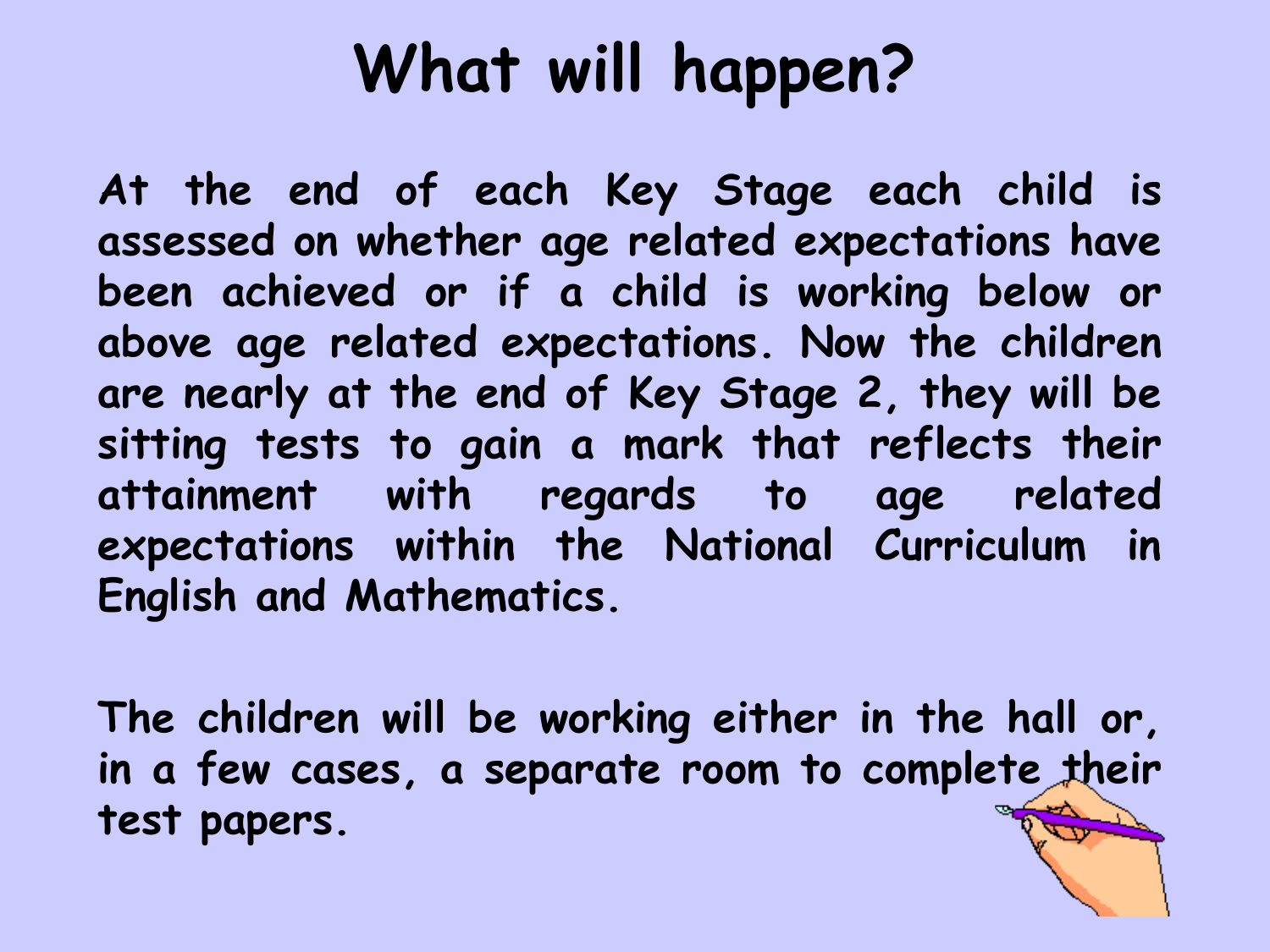# What will happen?

At the end of each Key Stage each child is assessed on whether age related expectations have been achieved or if a child is working below or above age related expectations. Now the children are nearly at the end of Key Stage 2, they will be sitting tests to gain a mark that reflects their attainment with regards to age related expectations within the National Curriculum in English and Mathematics.

The children will be working either in the hall or, in a few cases, a separate room to complete their test papers.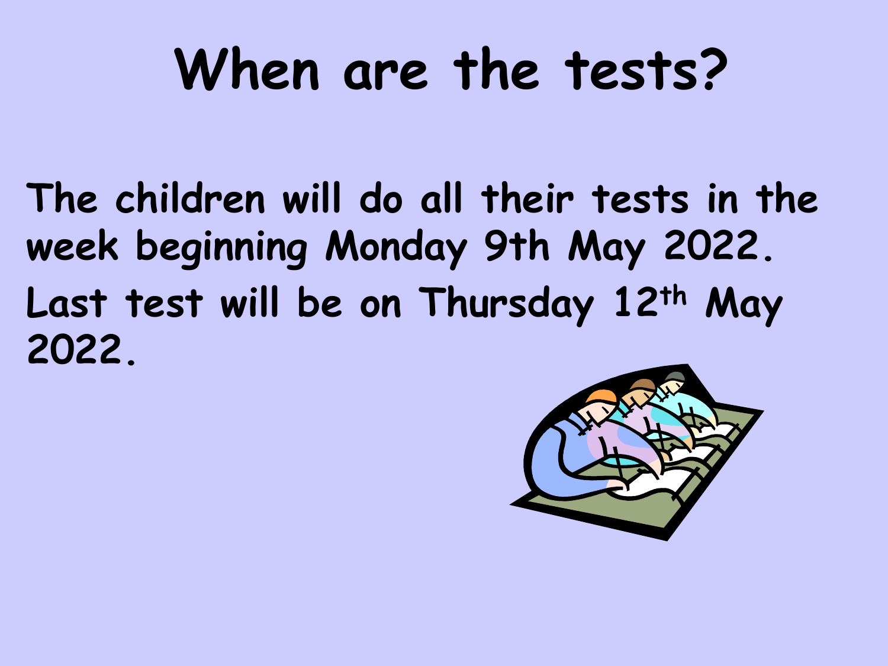# When are the tests?

The children will do all their tests in the week beginning Monday 9th May 2022.

Last test will be on Thursday 12th May 2022.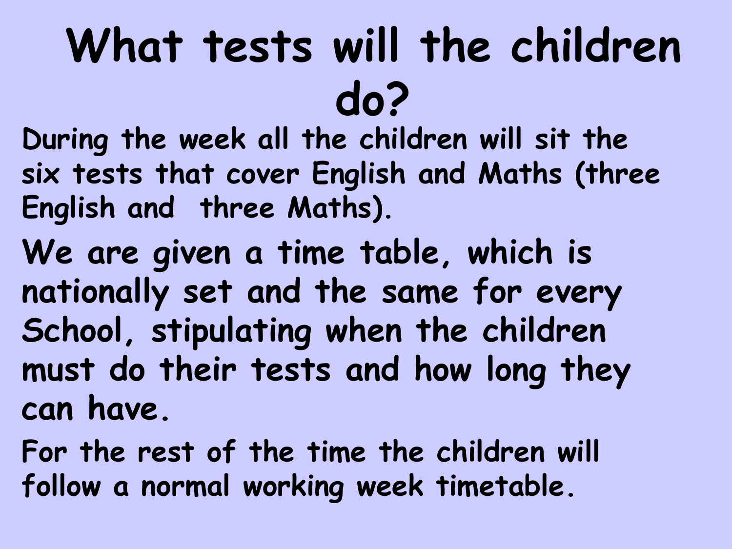# What tests will the children do?

During the week all the children will sit the six tests that cover English and Maths (three English and three Maths).

We are given a time table, which is nationally set and the same for every School, stipulating when the children must do their tests and how long they can have.

For the rest of the time the children will follow a normal working week timetable.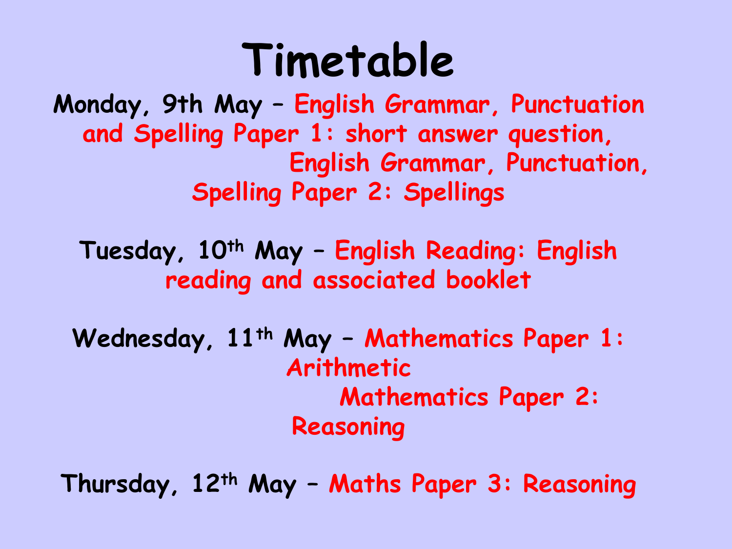# Timetable

**Monday, 9th May** – English Grammar, Punctuation and Spelling Paper 1: short answer question,
English Grammar, Punctuation, Spelling Paper 2: Spellings

**Tuesday, 10th May** – English Reading: English reading and associated booklet

**Wednesday, 11th May** – Mathematics Paper 1: Arithmetic
Mathematics Paper 2: Reasoning

**Thursday, 12th May** – Maths Paper 3: Reasoning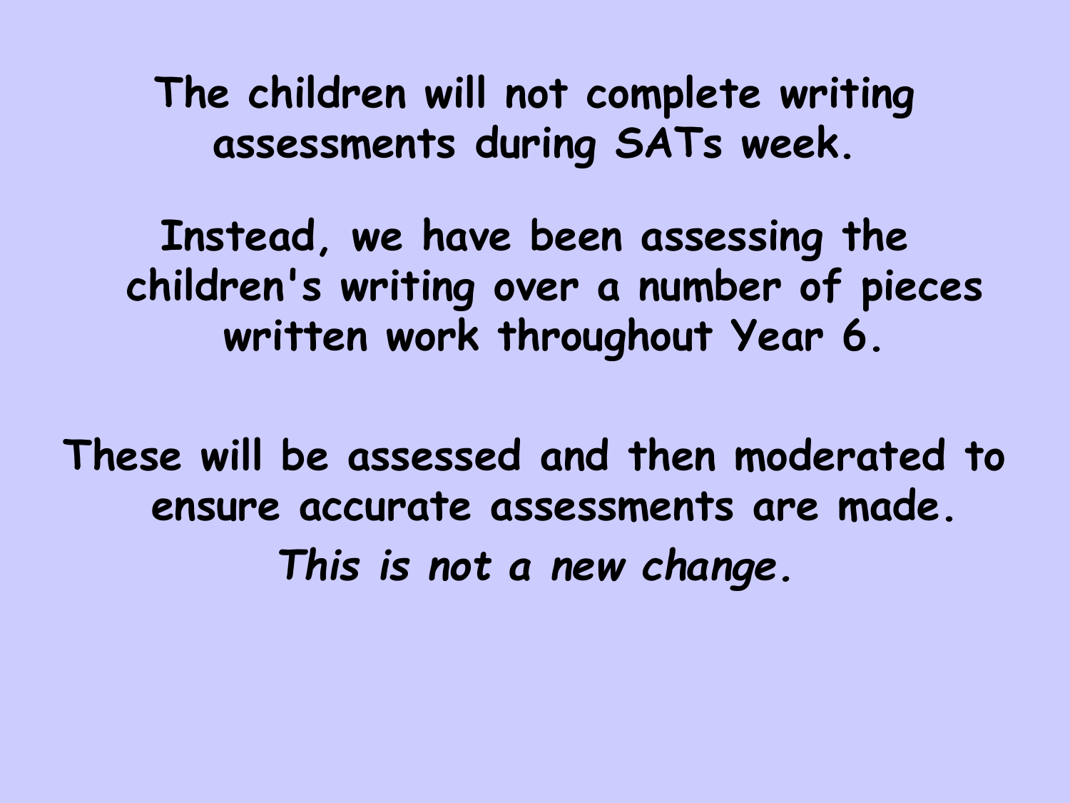**The children will not complete writing assessments during SATs week.**

**Instead, we have been assessing the children's writing over a number of pieces written work throughout Year 6.**

**These will be assessed and then moderated to ensure accurate assessments are made.**

***This is not a new change.***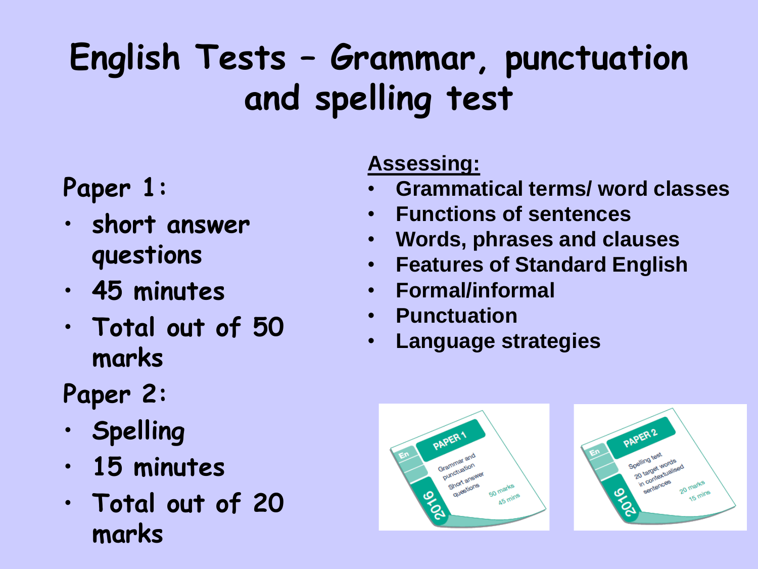# English Tests – Grammar, punctuation and spelling test

**Paper 1:**

- short answer questions
- 45 minutes
- Total out of 50 marks

**Paper 2:**

- Spelling
- 15 minutes
- Total out of 20 marks

**Assessing:**

- Grammatical terms/ word classes
- Functions of sentences
- Words, phrases and clauses
- Features of Standard English
- Formal/informal
- Punctuation
- Language strategies

En 2016 PAPER 1 — Grammar and punctuation. Short answer questions. 50 marks, 45 mins

En 2016 PAPER 2 — Spelling test. 20 target words in contextualised sentences. 20 marks, 15 mins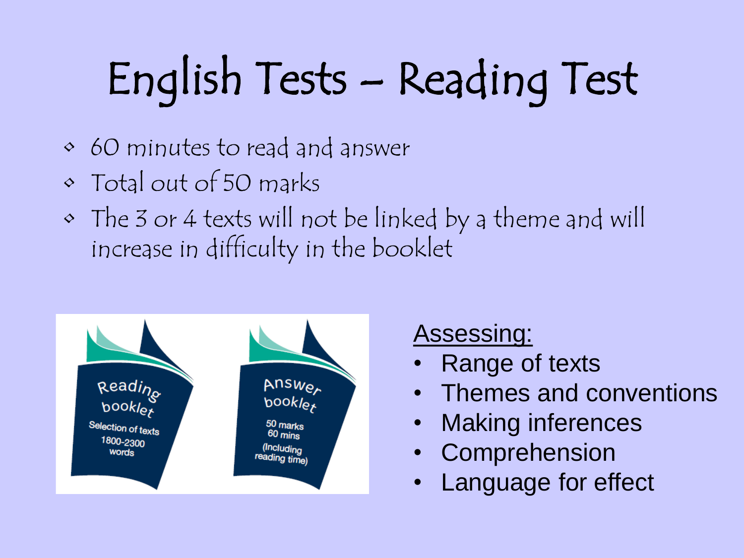# English Tests – Reading Test

- 60 minutes to read and answer
- Total out of 50 marks
- The 3 or 4 texts will not be linked by a theme and will increase in difficulty in the booklet

Reading booklet
Selection of texts
1800-2300 words

Answer booklet
50 marks
60 mins
(Including reading time)

<u>Assessing:</u>

- Range of texts
- Themes and conventions
- Making inferences
- Comprehension
- Language for effect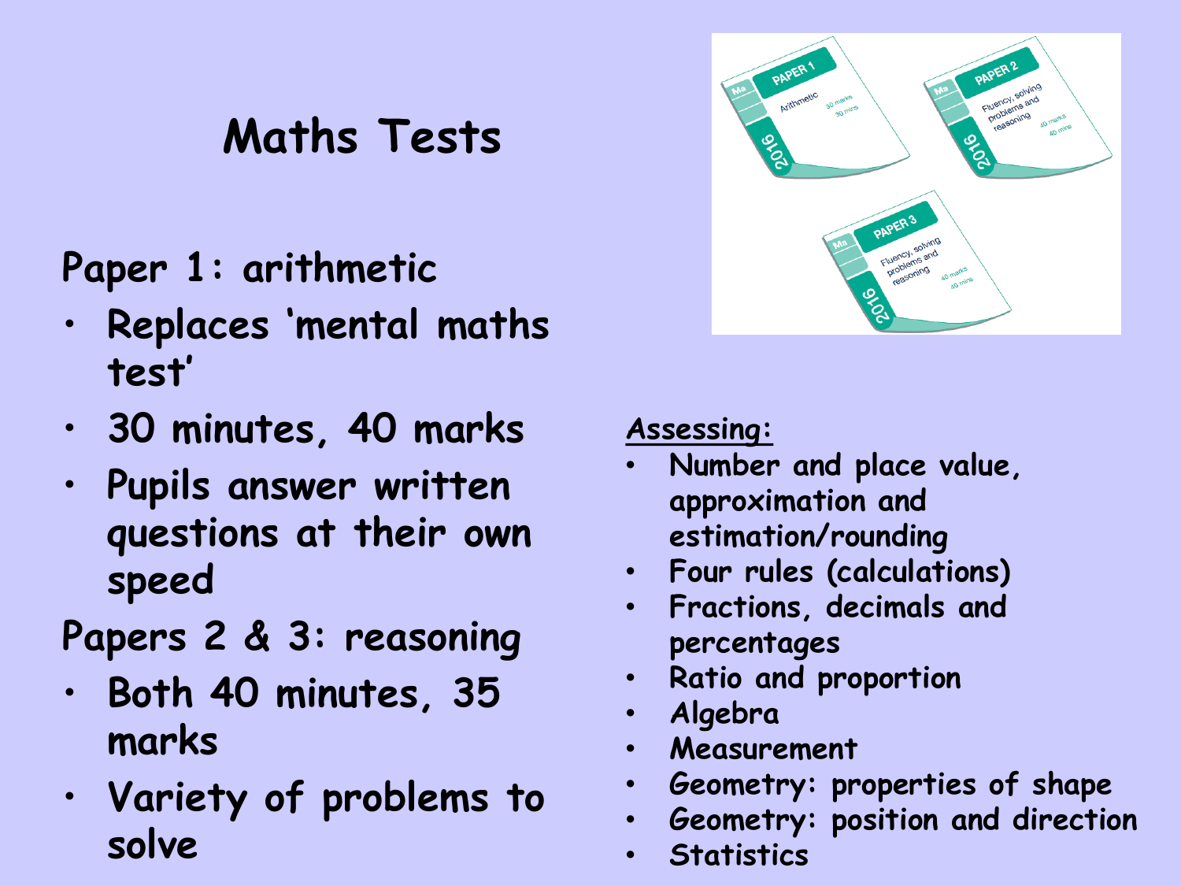# Maths Tests

**Paper 1: arithmetic**

- Replaces 'mental maths test'
- 30 minutes, 40 marks
- Pupils answer written questions at their own speed

**Papers 2 & 3: reasoning**

- Both 40 minutes, 35 marks
- Variety of problems to solve

*Assessing:*

- Number and place value, approximation and estimation/rounding
- Four rules (calculations)
- Fractions, decimals and percentages
- Ratio and proportion
- Algebra
- Measurement
- Geometry: properties of shape
- Geometry: position and direction
- Statistics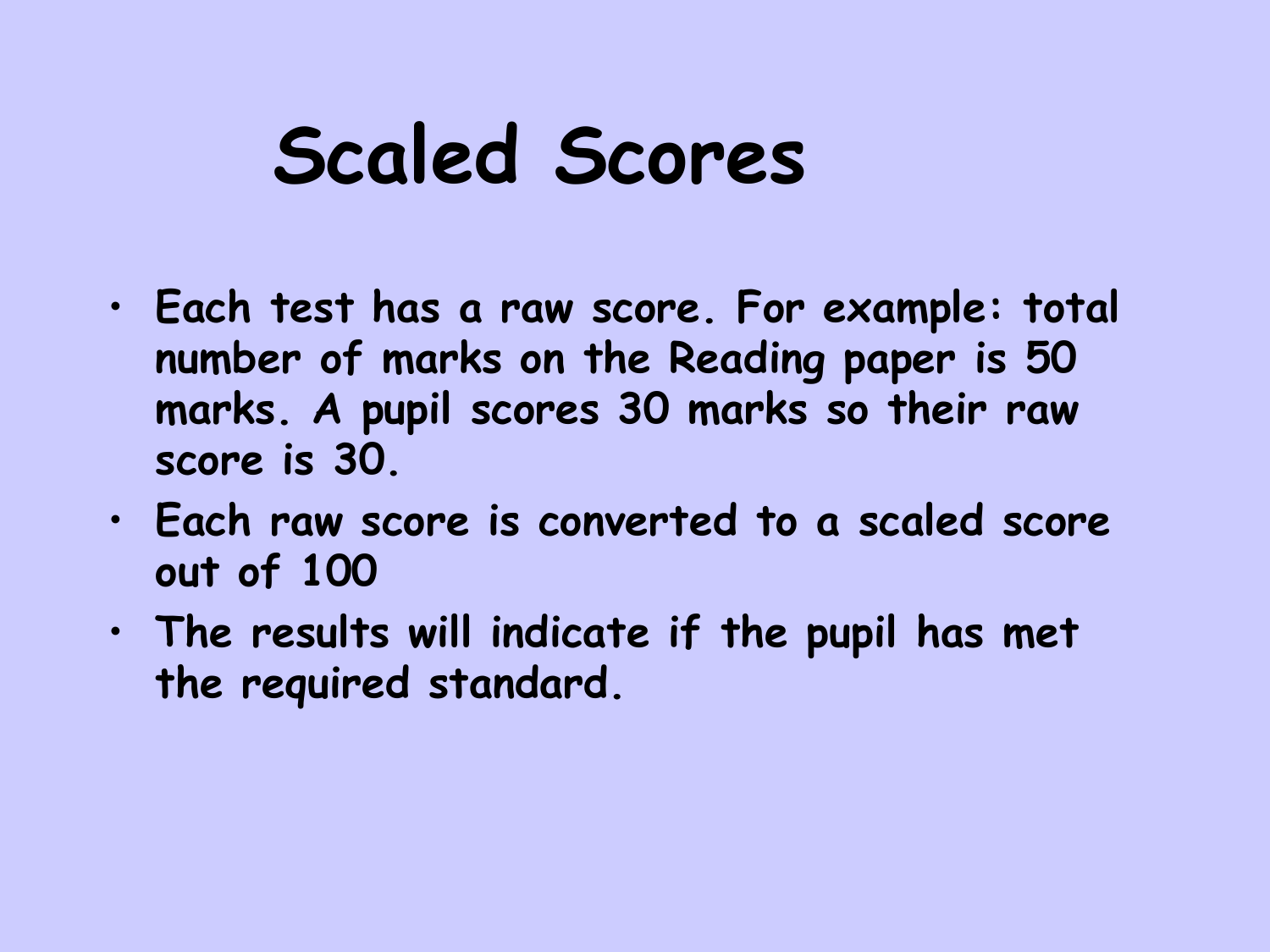# Scaled Scores

- Each test has a raw score. For example: total number of marks on the Reading paper is 50 marks. A pupil scores 30 marks so their raw score is 30.
- Each raw score is converted to a scaled score out of 100
- The results will indicate if the pupil has met the required standard.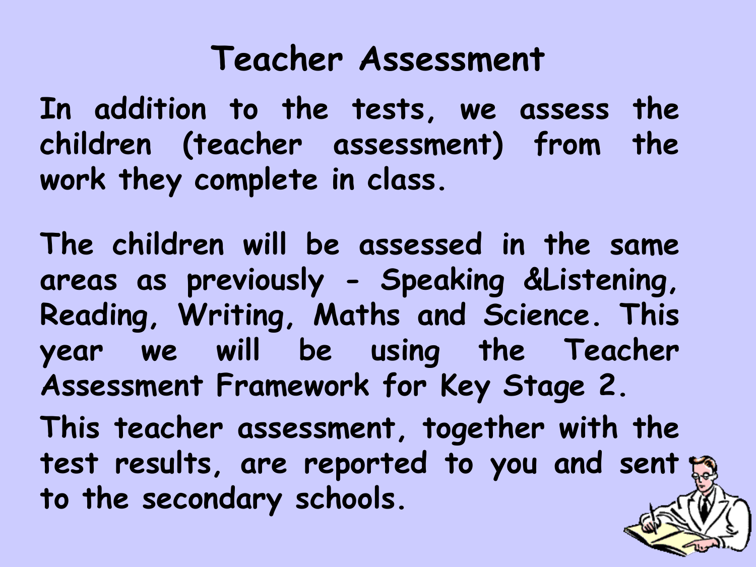# Teacher Assessment

In addition to the tests, we assess the children (teacher assessment) from the work they complete in class.

The children will be assessed in the same areas as previously - Speaking &Listening, Reading, Writing, Maths and Science. This year we will be using the Teacher Assessment Framework for Key Stage 2.

This teacher assessment, together with the test results, are reported to you and sent to the secondary schools.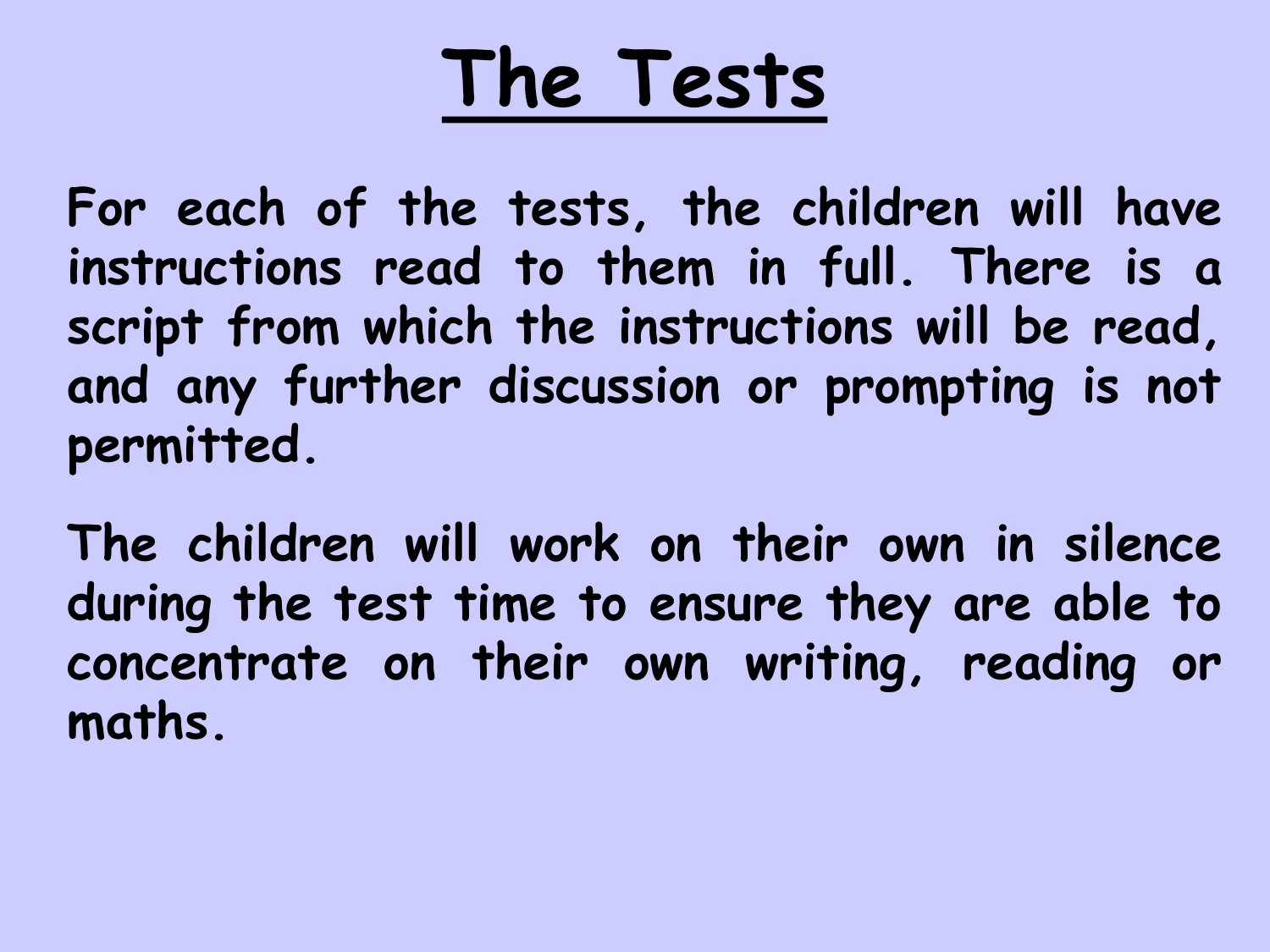# The Tests

For each of the tests, the children will have instructions read to them in full. There is a script from which the instructions will be read, and any further discussion or prompting is not permitted.

The children will work on their own in silence during the test time to ensure they are able to concentrate on their own writing, reading or maths.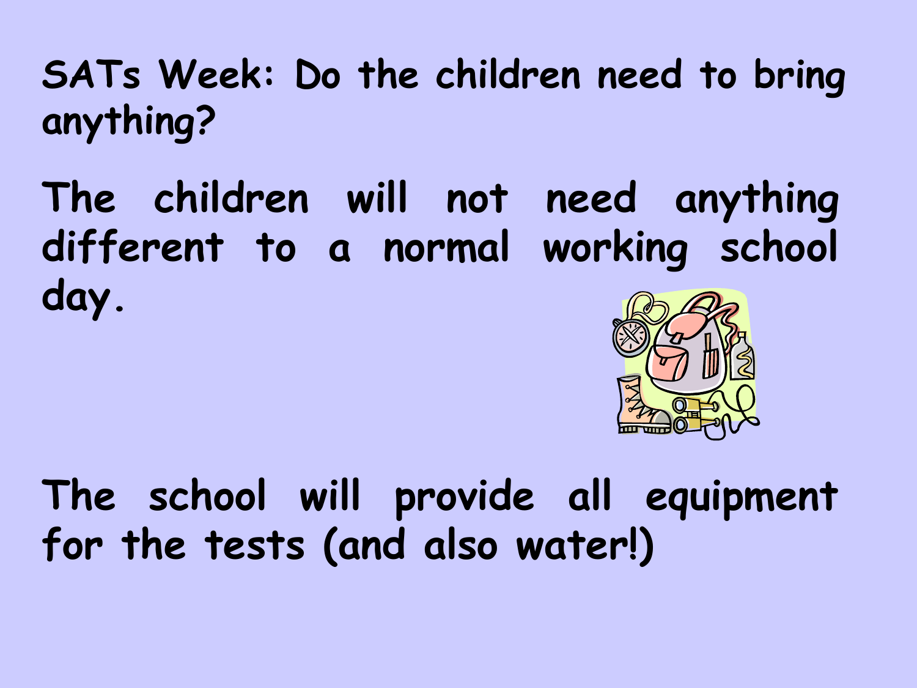## SATs Week: Do the children need to bring anything?

The children will not need anything different to a normal working school day.

The school will provide all equipment for the tests (and also water!)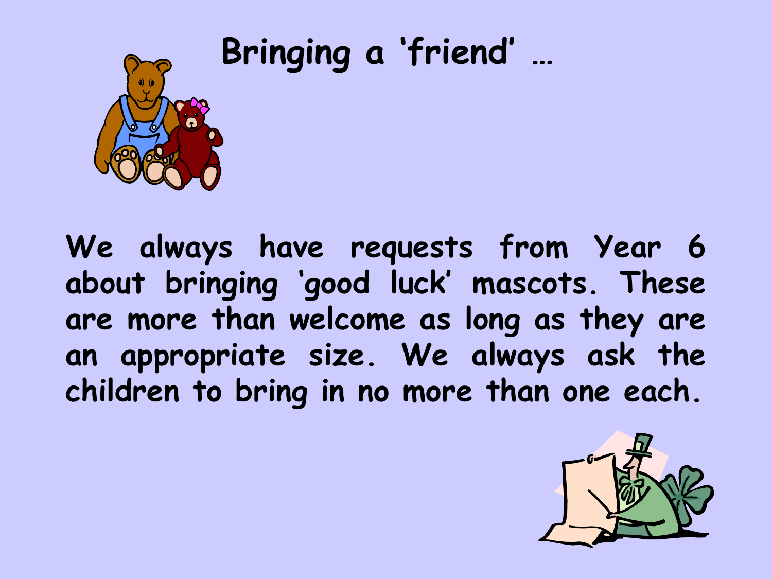# Bringing a 'friend' …

We always have requests from Year 6 about bringing 'good luck' mascots. These are more than welcome as long as they are an appropriate size. We always ask the children to bring in no more than one each.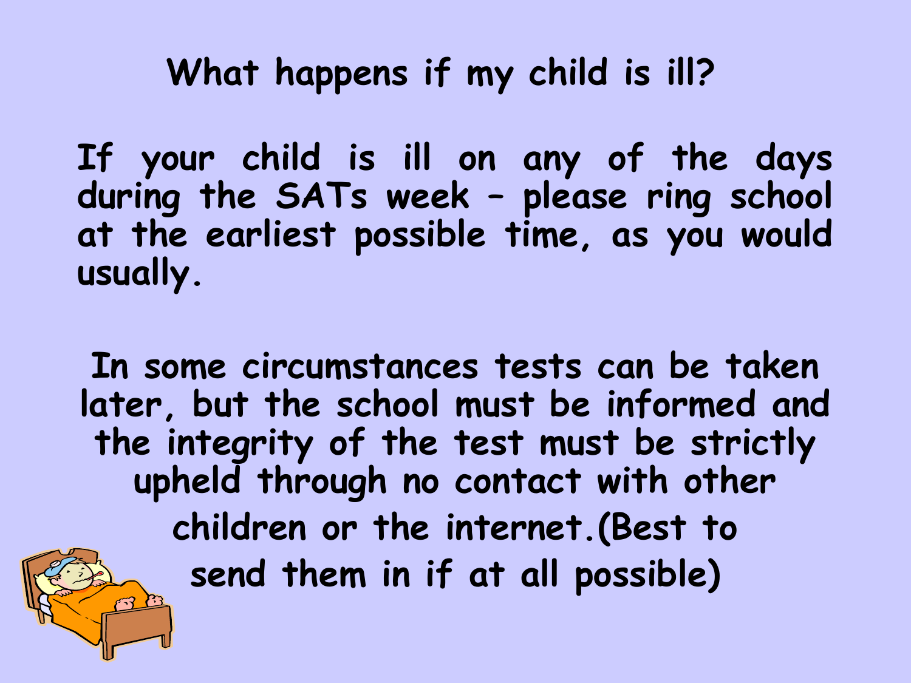# What happens if my child is ill?

If your child is ill on any of the days during the SATs week – please ring school at the earliest possible time, as you would usually.

In some circumstances tests can be taken later, but the school must be informed and the integrity of the test must be strictly upheld through no contact with other children or the internet.(Best to send them in if at all possible)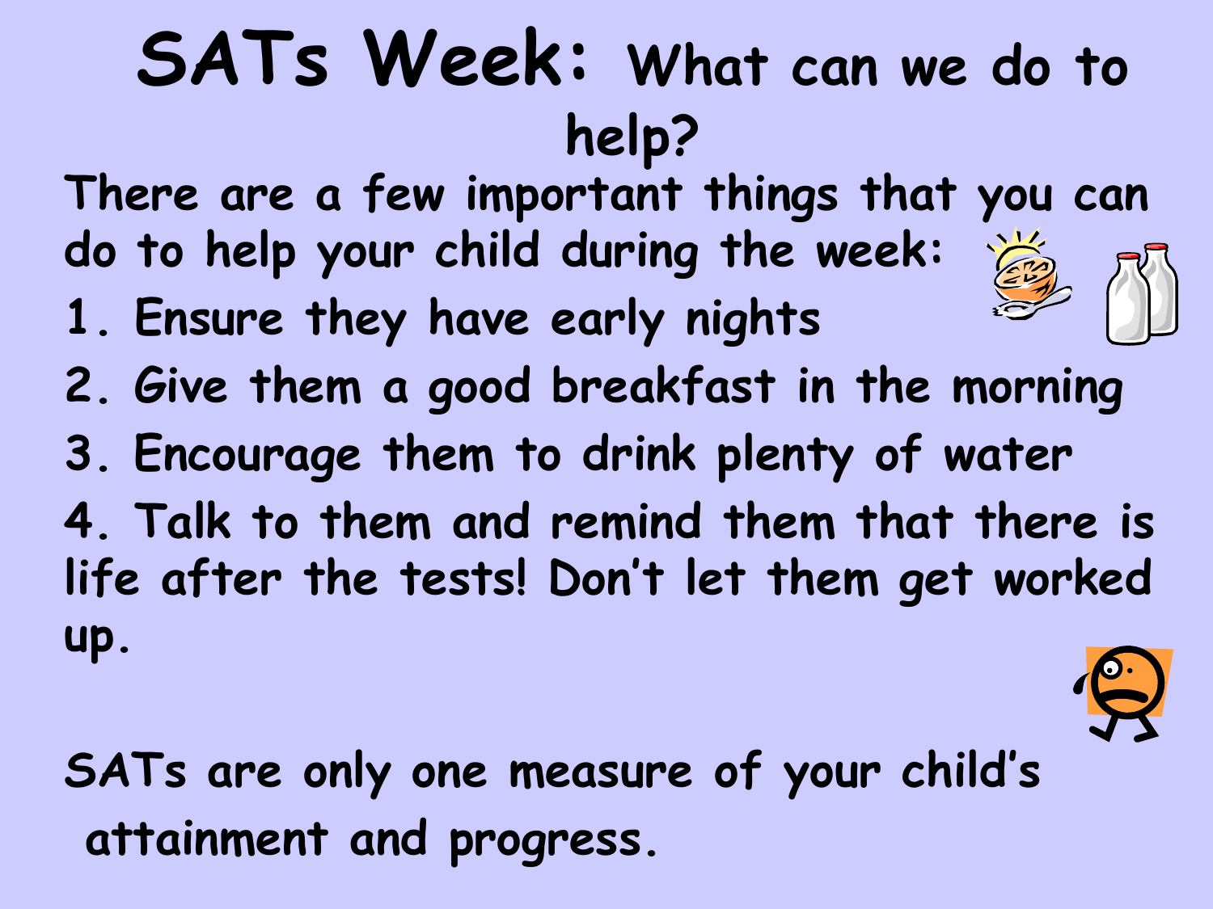# SATs Week: What can we do to help?

There are a few important things that you can do to help your child during the week:

1. Ensure they have early nights
2. Give them a good breakfast in the morning
3. Encourage them to drink plenty of water
4. Talk to them and remind them that there is life after the tests! Don't let them get worked up.

SATs are only one measure of your child's attainment and progress.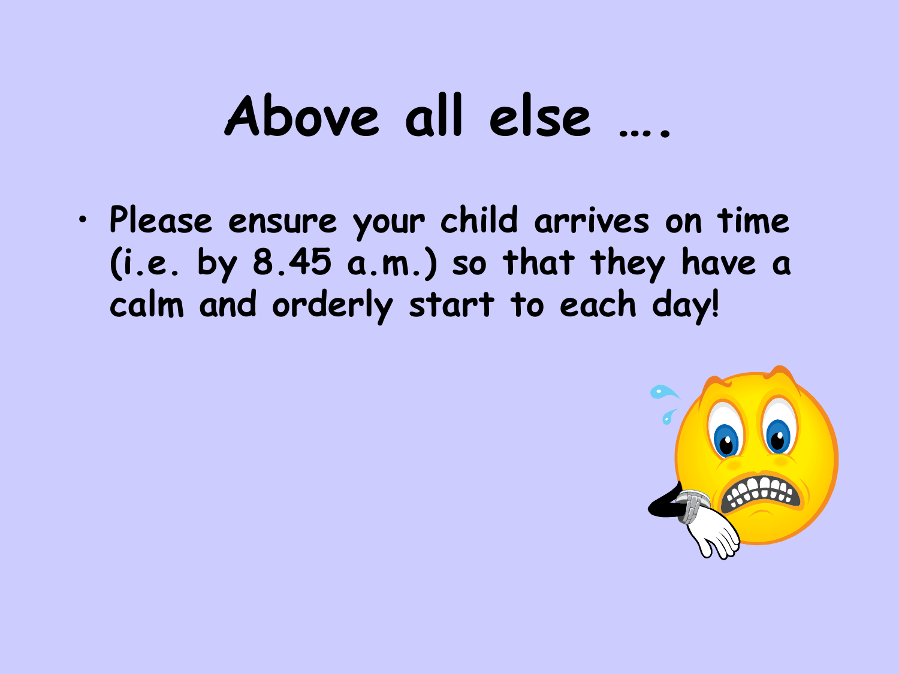# Above all else ….

- Please ensure your child arrives on time (i.e. by 8.45 a.m.) so that they have a calm and orderly start to each day!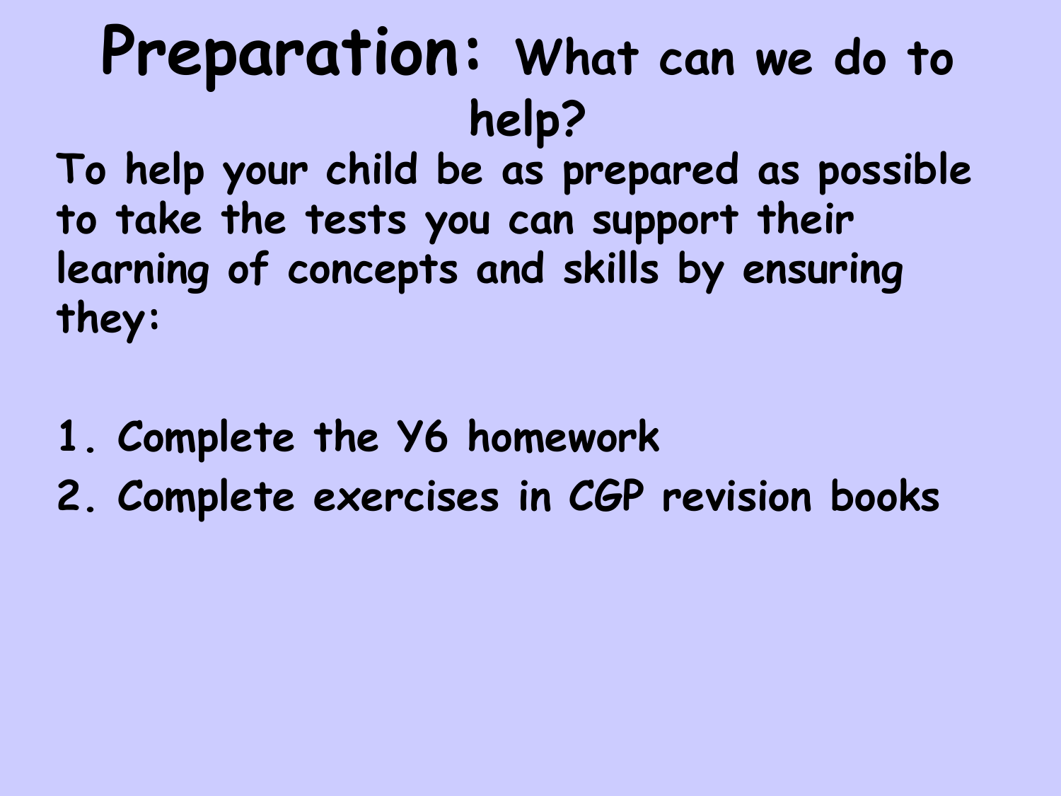# Preparation: What can we do to help?

To help your child be as prepared as possible to take the tests you can support their learning of concepts and skills by ensuring they:

1. Complete the Y6 homework
2. Complete exercises in CGP revision books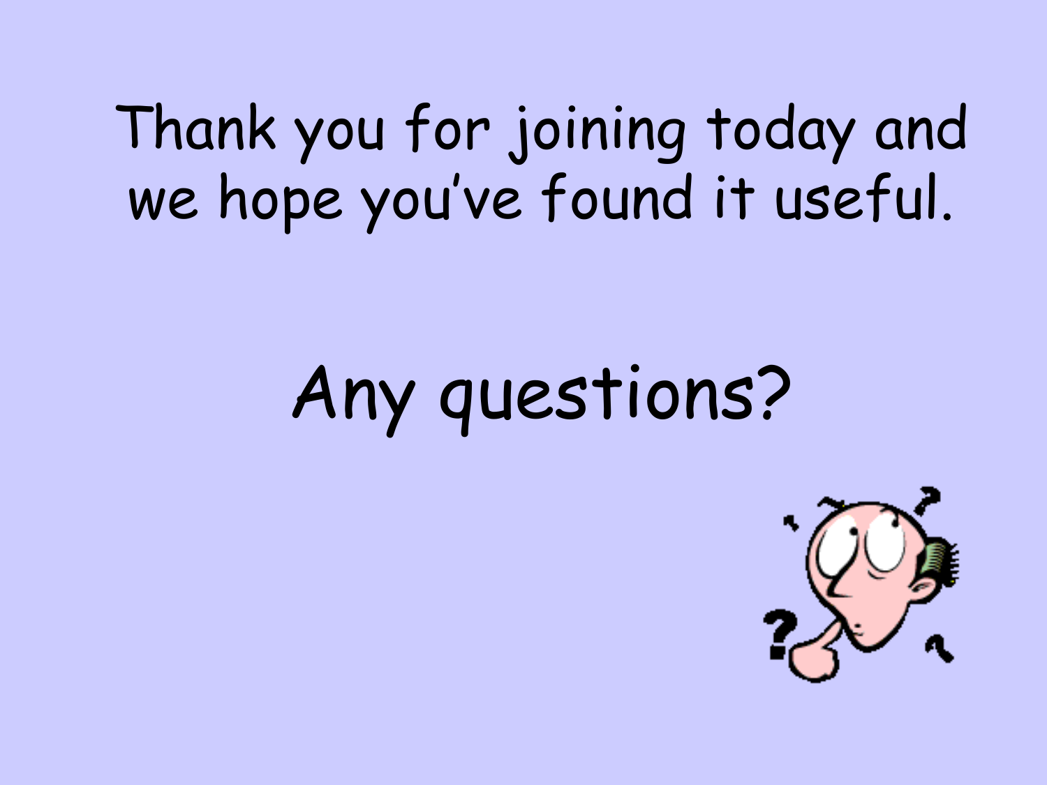Thank you for joining today and we hope you've found it useful.

# Any questions?